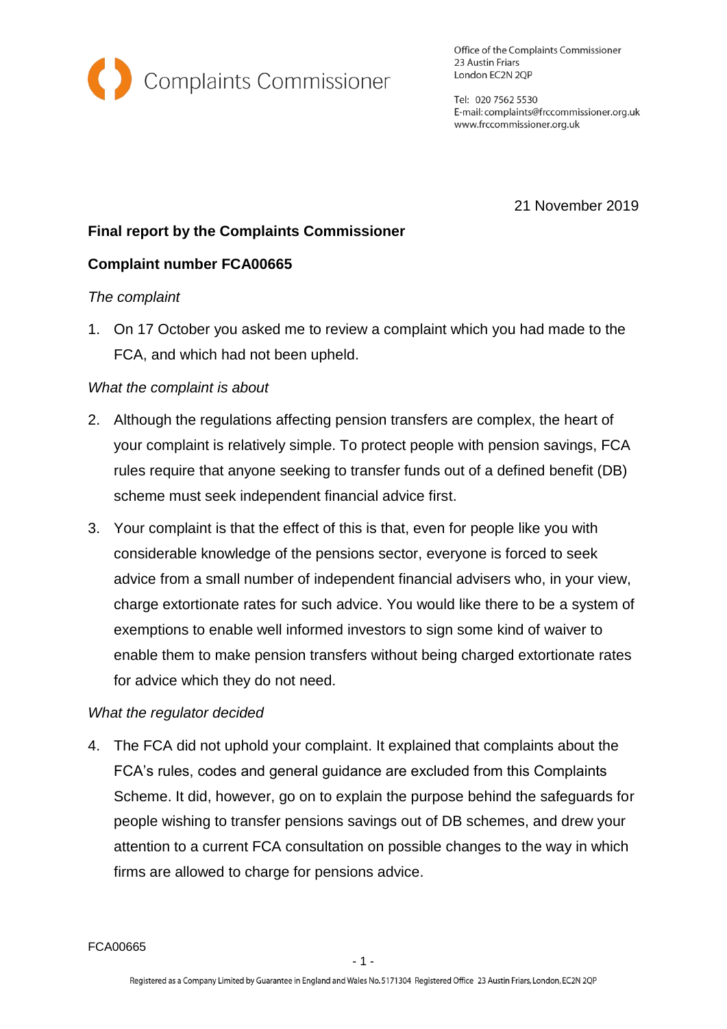Complaints Commissioner

Office of the Complaints Commissioner
23 Austin Friars
London EC2N 2QP

Tel: 020 7562 5530
E-mail: complaints@frccommissioner.org.uk
www.frccommissioner.org.uk

21 November 2019

**Final report by the Complaints Commissioner**

**Complaint number FCA00665**

*The complaint*

1. On 17 October you asked me to review a complaint which you had made to the FCA, and which had not been upheld.

*What the complaint is about*

2. Although the regulations affecting pension transfers are complex, the heart of your complaint is relatively simple. To protect people with pension savings, FCA rules require that anyone seeking to transfer funds out of a defined benefit (DB) scheme must seek independent financial advice first.

3. Your complaint is that the effect of this is that, even for people like you with considerable knowledge of the pensions sector, everyone is forced to seek advice from a small number of independent financial advisers who, in your view, charge extortionate rates for such advice. You would like there to be a system of exemptions to enable well informed investors to sign some kind of waiver to enable them to make pension transfers without being charged extortionate rates for advice which they do not need.

*What the regulator decided*

4. The FCA did not uphold your complaint. It explained that complaints about the FCA's rules, codes and general guidance are excluded from this Complaints Scheme. It did, however, go on to explain the purpose behind the safeguards for people wishing to transfer pensions savings out of DB schemes, and drew your attention to a current FCA consultation on possible changes to the way in which firms are allowed to charge for pensions advice.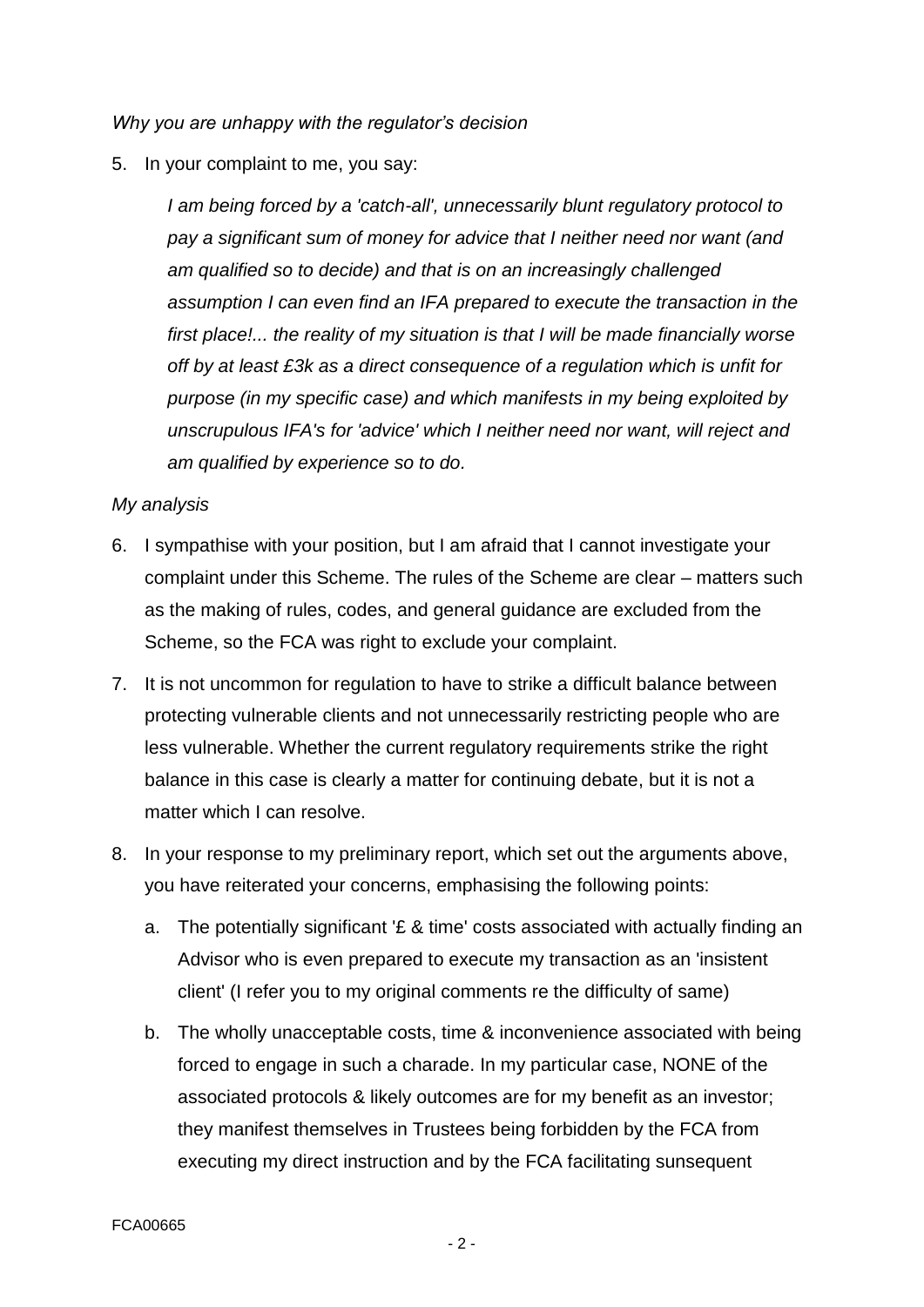*Why you are unhappy with the regulator's decision*

5. In your complaint to me, you say:

   *I am being forced by a 'catch-all', unnecessarily blunt regulatory protocol to pay a significant sum of money for advice that I neither need nor want (and am qualified so to decide) and that is on an increasingly challenged assumption I can even find an IFA prepared to execute the transaction in the first place!... the reality of my situation is that I will be made financially worse off by at least £3k as a direct consequence of a regulation which is unfit for purpose (in my specific case) and which manifests in my being exploited by unscrupulous IFA's for 'advice' which I neither need nor want, will reject and am qualified by experience so to do.*

*My analysis*

6. I sympathise with your position, but I am afraid that I cannot investigate your complaint under this Scheme. The rules of the Scheme are clear – matters such as the making of rules, codes, and general guidance are excluded from the Scheme, so the FCA was right to exclude your complaint.

7. It is not uncommon for regulation to have to strike a difficult balance between protecting vulnerable clients and not unnecessarily restricting people who are less vulnerable. Whether the current regulatory requirements strike the right balance in this case is clearly a matter for continuing debate, but it is not a matter which I can resolve.

8. In your response to my preliminary report, which set out the arguments above, you have reiterated your concerns, emphasising the following points:

   a. The potentially significant '£ & time' costs associated with actually finding an Advisor who is even prepared to execute my transaction as an 'insistent client' (I refer you to my original comments re the difficulty of same)

   b. The wholly unacceptable costs, time & inconvenience associated with being forced to engage in such a charade. In my particular case, NONE of the associated protocols & likely outcomes are for my benefit as an investor; they manifest themselves in Trustees being forbidden by the FCA from executing my direct instruction and by the FCA facilitating sunsequent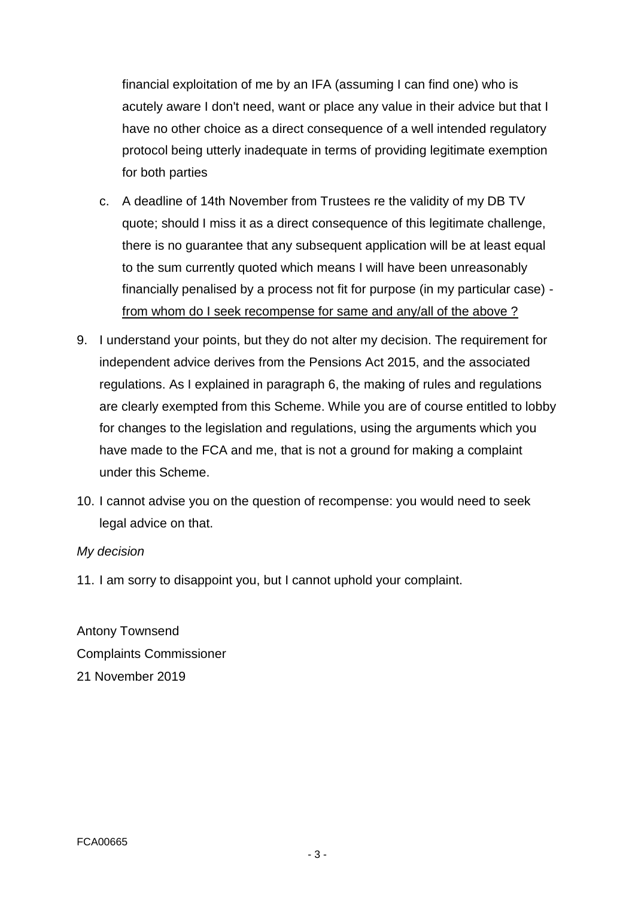financial exploitation of me by an IFA (assuming I can find one) who is acutely aware I don't need, want or place any value in their advice but that I have no other choice as a direct consequence of a well intended regulatory protocol being utterly inadequate in terms of providing legitimate exemption for both parties

c. A deadline of 14th November from Trustees re the validity of my DB TV quote; should I miss it as a direct consequence of this legitimate challenge, there is no guarantee that any subsequent application will be at least equal to the sum currently quoted which means I will have been unreasonably financially penalised by a process not fit for purpose (in my particular case) - <u>from whom do I seek recompense for same and any/all of the above ?</u>

9. I understand your points, but they do not alter my decision. The requirement for independent advice derives from the Pensions Act 2015, and the associated regulations. As I explained in paragraph 6, the making of rules and regulations are clearly exempted from this Scheme. While you are of course entitled to lobby for changes to the legislation and regulations, using the arguments which you have made to the FCA and me, that is not a ground for making a complaint under this Scheme.

10. I cannot advise you on the question of recompense: you would need to seek legal advice on that.

*My decision*

11. I am sorry to disappoint you, but I cannot uphold your complaint.

Antony Townsend
Complaints Commissioner
21 November 2019

FCA00665